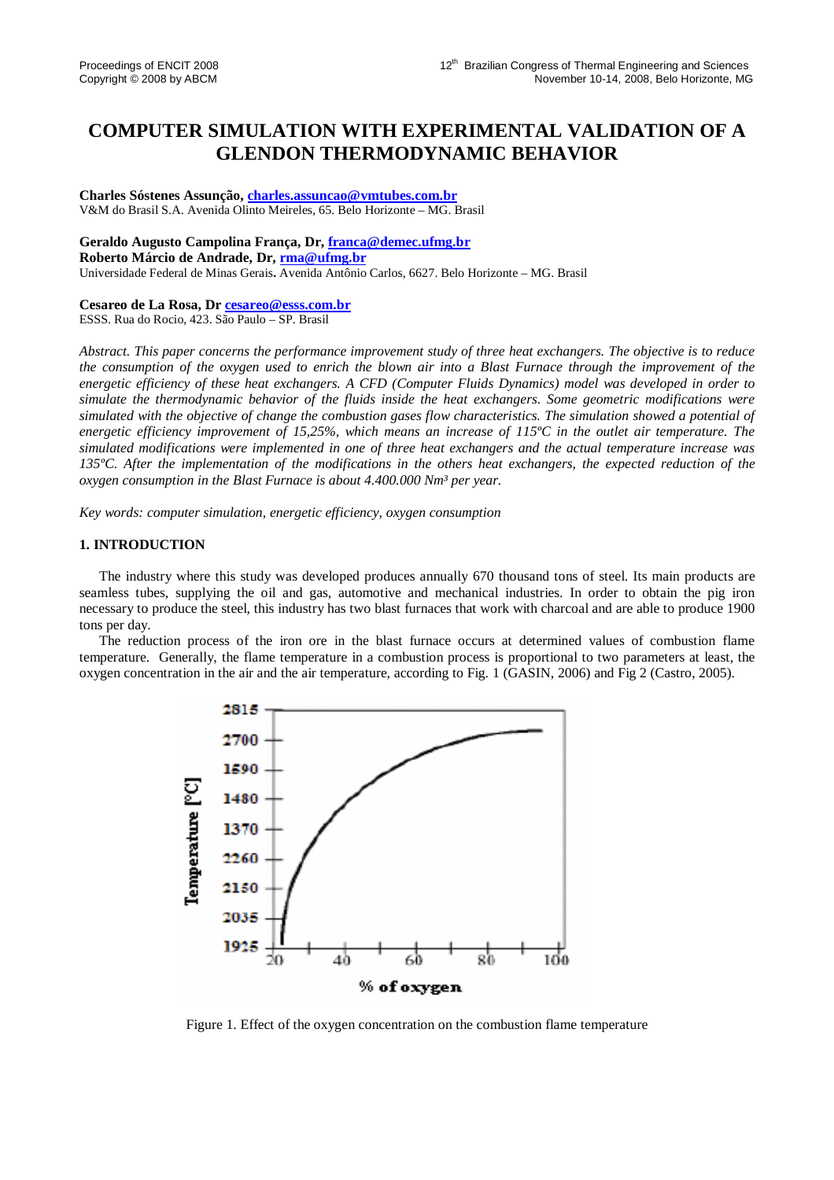# COMPUTER SIMULATION WITH EXPERIMENTAL VALIDATION OF A GLENDON THERMODYNAMIC BEHAVIOR

**Charles Sóstenes Assunção, charles.assuncao@vmtubes.com.br**
V&M do Brasil S.A. Avenida Olinto Meireles, 65. Belo Horizonte – MG. Brasil

**Geraldo Augusto Campolina França, Dr, franca@demec.ufmg.br**
**Roberto Márcio de Andrade, Dr, rma@ufmg.br**
Universidade Federal de Minas Gerais. Avenida Antônio Carlos, 6627. Belo Horizonte – MG. Brasil

**Cesareo de La Rosa, Dr cesareo@esss.com.br**
ESSS. Rua do Rocio, 423. São Paulo – SP. Brasil

*Abstract. This paper concerns the performance improvement study of three heat exchangers. The objective is to reduce the consumption of the oxygen used to enrich the blown air into a Blast Furnace through the improvement of the energetic efficiency of these heat exchangers. A CFD (Computer Fluids Dynamics) model was developed in order to simulate the thermodynamic behavior of the fluids inside the heat exchangers. Some geometric modifications were simulated with the objective of change the combustion gases flow characteristics. The simulation showed a potential of energetic efficiency improvement of 15,25%, which means an increase of 115ºC in the outlet air temperature. The simulated modifications were implemented in one of three heat exchangers and the actual temperature increase was 135ºC. After the implementation of the modifications in the others heat exchangers, the expected reduction of the oxygen consumption in the Blast Furnace is about 4.400.000 Nm³ per year.*

*Key words: computer simulation, energetic efficiency, oxygen consumption*

## 1. INTRODUCTION

The industry where this study was developed produces annually 670 thousand tons of steel. Its main products are seamless tubes, supplying the oil and gas, automotive and mechanical industries. In order to obtain the pig iron necessary to produce the steel, this industry has two blast furnaces that work with charcoal and are able to produce 1900 tons per day.

The reduction process of the iron ore in the blast furnace occurs at determined values of combustion flame temperature. Generally, the flame temperature in a combustion process is proportional to two parameters at least, the oxygen concentration in the air and the air temperature, according to Fig. 1 (GASIN, 2006) and Fig 2 (Castro, 2005).

Figure 1. Effect of the oxygen concentration on the combustion flame temperature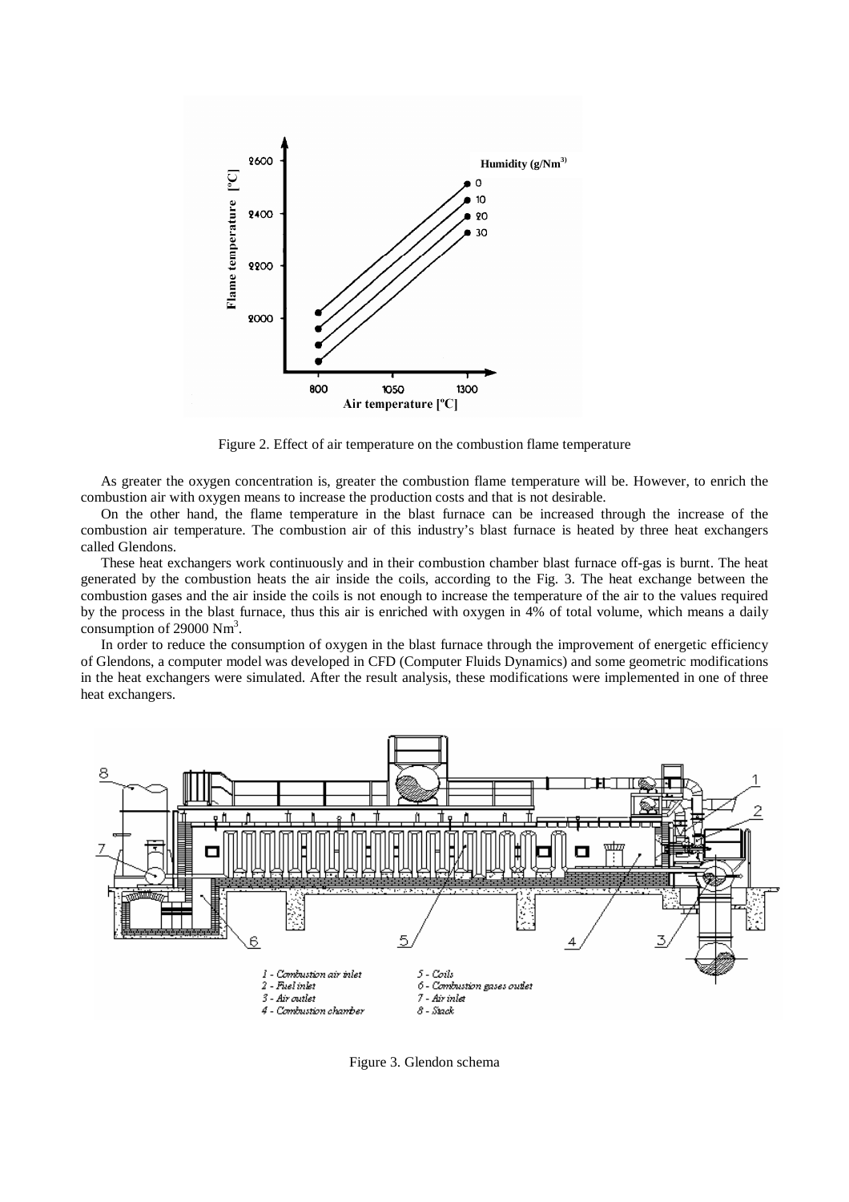Figure 2. Effect of air temperature on the combustion flame temperature

As greater the oxygen concentration is, greater the combustion flame temperature will be. However, to enrich the combustion air with oxygen means to increase the production costs and that is not desirable.

On the other hand, the flame temperature in the blast furnace can be increased through the increase of the combustion air temperature. The combustion air of this industry's blast furnace is heated by three heat exchangers called Glendons.

These heat exchangers work continuously and in their combustion chamber blast furnace off-gas is burnt. The heat generated by the combustion heats the air inside the coils, according to the Fig. 3. The heat exchange between the combustion gases and the air inside the coils is not enough to increase the temperature of the air to the values required by the process in the blast furnace, thus this air is enriched with oxygen in 4% of total volume, which means a daily consumption of 29000 $Nm^3$.

In order to reduce the consumption of oxygen in the blast furnace through the improvement of energetic efficiency of Glendons, a computer model was developed in CFD (Computer Fluids Dynamics) and some geometric modifications in the heat exchangers were simulated. After the result analysis, these modifications were implemented in one of three heat exchangers.

Figure 3. Glendon schema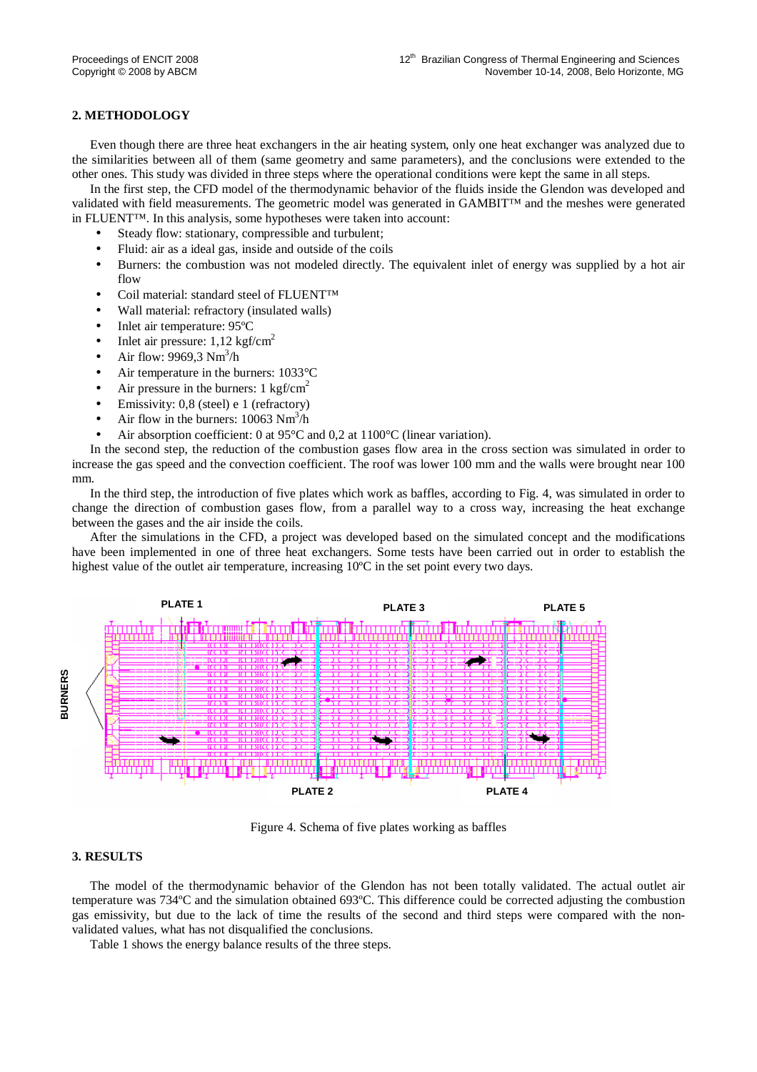## 2. METHODOLOGY

Even though there are three heat exchangers in the air heating system, only one heat exchanger was analyzed due to the similarities between all of them (same geometry and same parameters), and the conclusions were extended to the other ones. This study was divided in three steps where the operational conditions were kept the same in all steps.

In the first step, the CFD model of the thermodynamic behavior of the fluids inside the Glendon was developed and validated with field measurements. The geometric model was generated in GAMBIT™ and the meshes were generated in FLUENT™. In this analysis, some hypotheses were taken into account:

- Steady flow: stationary, compressible and turbulent;
- Fluid: air as a ideal gas, inside and outside of the coils
- Burners: the combustion was not modeled directly. The equivalent inlet of energy was supplied by a hot air flow
- Coil material: standard steel of FLUENT™
- Wall material: refractory (insulated walls)
- Inlet air temperature: 95ºC
- Inlet air pressure: 1,12 kgf/cm$^2$
- Air flow: 9969,3 Nm$^3$/h
- Air temperature in the burners: 1033°C
- Air pressure in the burners: 1 kgf/cm$^2$
- Emissivity: 0,8 (steel) e 1 (refractory)
- Air flow in the burners: 10063 Nm$^3$/h
- Air absorption coefficient: 0 at 95°C and 0,2 at 1100°C (linear variation).

In the second step, the reduction of the combustion gases flow area in the cross section was simulated in order to increase the gas speed and the convection coefficient. The roof was lower 100 mm and the walls were brought near 100 mm.

In the third step, the introduction of five plates which work as baffles, according to Fig. 4, was simulated in order to change the direction of combustion gases flow, from a parallel way to a cross way, increasing the heat exchange between the gases and the air inside the coils.

After the simulations in the CFD, a project was developed based on the simulated concept and the modifications have been implemented in one of three heat exchangers. Some tests have been carried out in order to establish the highest value of the outlet air temperature, increasing 10ºC in the set point every two days.

Figure 4. Schema of five plates working as baffles

## 3. RESULTS

The model of the thermodynamic behavior of the Glendon has not been totally validated. The actual outlet air temperature was 734ºC and the simulation obtained 693ºC. This difference could be corrected adjusting the combustion gas emissivity, but due to the lack of time the results of the second and third steps were compared with the non-validated values, what has not disqualified the conclusions.

Table 1 shows the energy balance results of the three steps.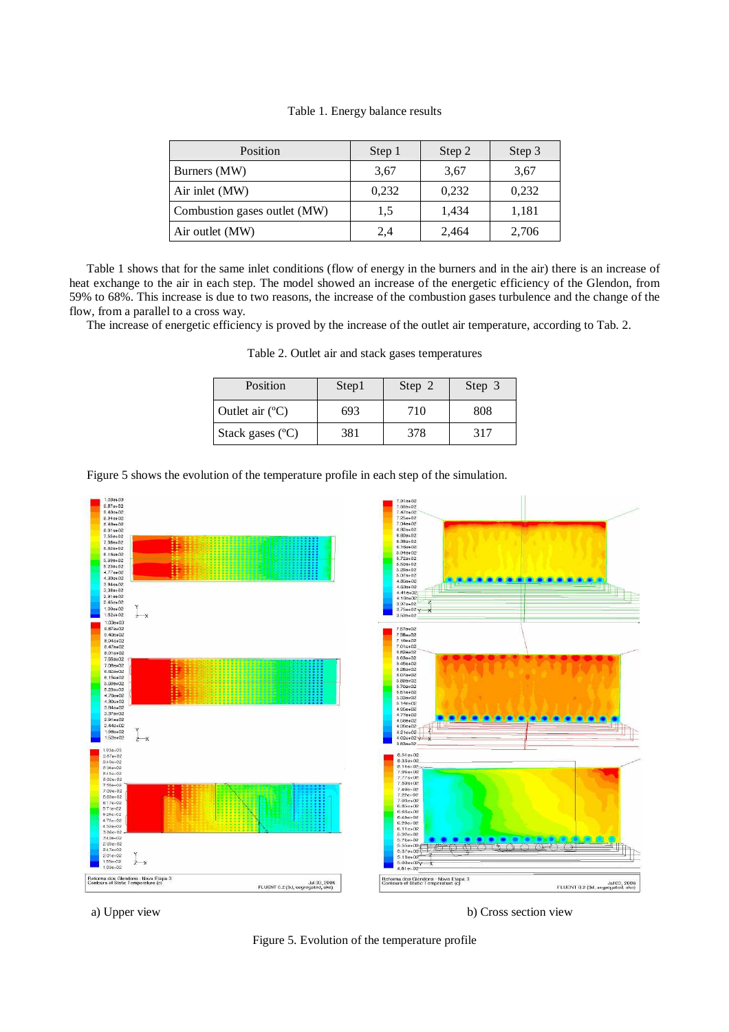Table 1. Energy balance results

| Position | Step 1 | Step 2 | Step 3 |
|---|---|---|---|
| Burners (MW) | 3,67 | 3,67 | 3,67 |
| Air inlet (MW) | 0,232 | 0,232 | 0,232 |
| Combustion gases outlet (MW) | 1,5 | 1,434 | 1,181 |
| Air outlet (MW) | 2,4 | 2,464 | 2,706 |

Table 1 shows that for the same inlet conditions (flow of energy in the burners and in the air) there is an increase of heat exchange to the air in each step. The model showed an increase of the energetic efficiency of the Glendon, from 59% to 68%. This increase is due to two reasons, the increase of the combustion gases turbulence and the change of the flow, from a parallel to a cross way.

The increase of energetic efficiency is proved by the increase of the outlet air temperature, according to Tab. 2.

Table 2. Outlet air and stack gases temperatures

| Position | Step1 | Step 2 | Step 3 |
|---|---|---|---|
| Outlet air (ºC) | 693 | 710 | 808 |
| Stack gases (ºC) | 381 | 378 | 317 |

Figure 5 shows the evolution of the temperature profile in each step of the simulation.

a) Upper view

b) Cross section view

Figure 5. Evolution of the temperature profile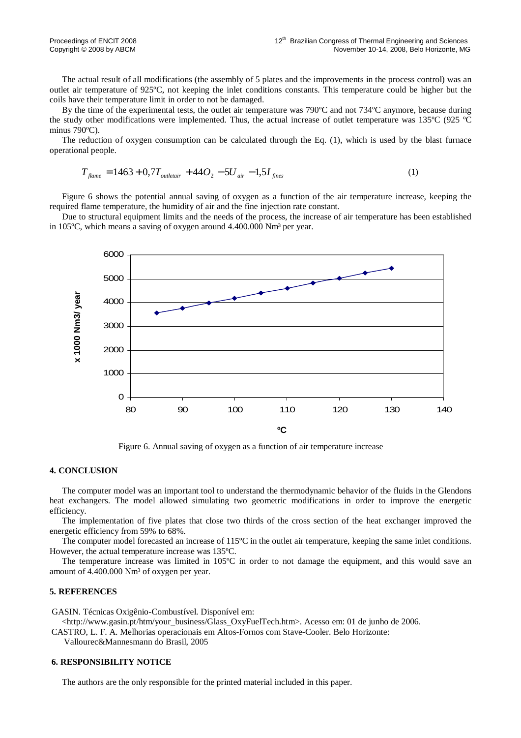The actual result of all modifications (the assembly of 5 plates and the improvements in the process control) was an outlet air temperature of 925ºC, not keeping the inlet conditions constants. This temperature could be higher but the coils have their temperature limit in order to not be damaged.

By the time of the experimental tests, the outlet air temperature was 790ºC and not 734ºC anymore, because during the study other modifications were implemented. Thus, the actual increase of outlet temperature was 135ºC (925 ºC minus 790ºC).

The reduction of oxygen consumption can be calculated through the Eq. (1), which is used by the blast furnace operational people.

$$T_{flame} = 1463 + 0{,}7T_{outletair} + 44O_2 - 5U_{air} - 1{,}5I_{fines} \tag{1}$$

Figure 6 shows the potential annual saving of oxygen as a function of the air temperature increase, keeping the required flame temperature, the humidity of air and the fine injection rate constant.

Due to structural equipment limits and the needs of the process, the increase of air temperature has been established in 105ºC, which means a saving of oxygen around 4.400.000 Nm³ per year.

x 1000 Nm3/ year

6000
5000
4000
3000
2000
1000
0

80 90 100 110 120 130 140

ºC

Figure 6. Annual saving of oxygen as a function of air temperature increase

## 4. CONCLUSION

The computer model was an important tool to understand the thermodynamic behavior of the fluids in the Glendons heat exchangers. The model allowed simulating two geometric modifications in order to improve the energetic efficiency.

The implementation of five plates that close two thirds of the cross section of the heat exchanger improved the energetic efficiency from 59% to 68%.

The computer model forecasted an increase of 115ºC in the outlet air temperature, keeping the same inlet conditions. However, the actual temperature increase was 135ºC.

The temperature increase was limited in 105ºC in order to not damage the equipment, and this would save an amount of 4.400.000 Nm³ of oxygen per year.

## 5. REFERENCES

GASIN. Técnicas Oxigênio-Combustível. Disponível em: <http://www.gasin.pt/htm/your_business/Glass_OxyFuelTech.htm>. Acesso em: 01 de junho de 2006.

CASTRO, L. F. A. Melhorias operacionais em Altos-Fornos com Stave-Cooler. Belo Horizonte: Vallourec&Mannesmann do Brasil, 2005

## 6. RESPONSIBILITY NOTICE

The authors are the only responsible for the printed material included in this paper.